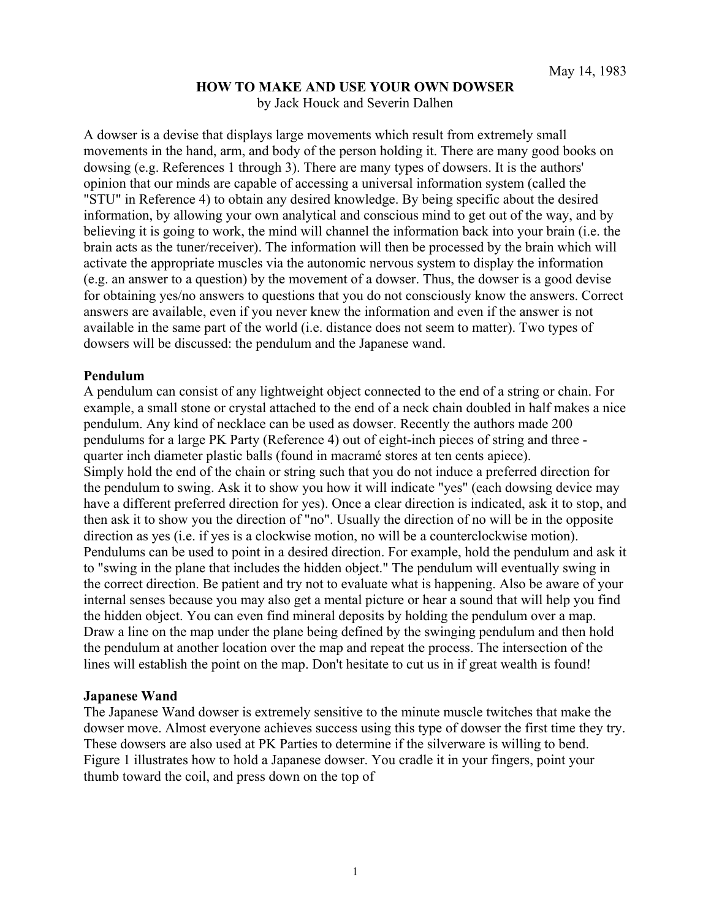May 14, 1983

# HOW TO MAKE AND USE YOUR OWN DOWSER

by Jack Houck and Severin Dalhen

A dowser is a devise that displays large movements which result from extremely small movements in the hand, arm, and body of the person holding it. There are many good books on dowsing (e.g. References 1 through 3). There are many types of dowsers. It is the authors' opinion that our minds are capable of accessing a universal information system (called the "STU" in Reference 4) to obtain any desired knowledge. By being specific about the desired information, by allowing your own analytical and conscious mind to get out of the way, and by believing it is going to work, the mind will channel the information back into your brain (i.e. the brain acts as the tuner/receiver). The information will then be processed by the brain which will activate the appropriate muscles via the autonomic nervous system to display the information (e.g. an answer to a question) by the movement of a dowser. Thus, the dowser is a good devise for obtaining yes/no answers to questions that you do not consciously know the answers. Correct answers are available, even if you never knew the information and even if the answer is not available in the same part of the world (i.e. distance does not seem to matter). Two types of dowsers will be discussed: the pendulum and the Japanese wand.

## Pendulum

A pendulum can consist of any lightweight object connected to the end of a string or chain. For example, a small stone or crystal attached to the end of a neck chain doubled in half makes a nice pendulum. Any kind of necklace can be used as dowser. Recently the authors made 200 pendulums for a large PK Party (Reference 4) out of eight-inch pieces of string and three - quarter inch diameter plastic balls (found in macramé stores at ten cents apiece).

Simply hold the end of the chain or string such that you do not induce a preferred direction for the pendulum to swing. Ask it to show you how it will indicate "yes" (each dowsing device may have a different preferred direction for yes). Once a clear direction is indicated, ask it to stop, and then ask it to show you the direction of "no". Usually the direction of no will be in the opposite direction as yes (i.e. if yes is a clockwise motion, no will be a counterclockwise motion). Pendulums can be used to point in a desired direction. For example, hold the pendulum and ask it to "swing in the plane that includes the hidden object." The pendulum will eventually swing in the correct direction. Be patient and try not to evaluate what is happening. Also be aware of your internal senses because you may also get a mental picture or hear a sound that will help you find the hidden object. You can even find mineral deposits by holding the pendulum over a map. Draw a line on the map under the plane being defined by the swinging pendulum and then hold the pendulum at another location over the map and repeat the process. The intersection of the lines will establish the point on the map. Don't hesitate to cut us in if great wealth is found!

## Japanese Wand

The Japanese Wand dowser is extremely sensitive to the minute muscle twitches that make the dowser move. Almost everyone achieves success using this type of dowser the first time they try. These dowsers are also used at PK Parties to determine if the silverware is willing to bend. Figure 1 illustrates how to hold a Japanese dowser. You cradle it in your fingers, point your thumb toward the coil, and press down on the top of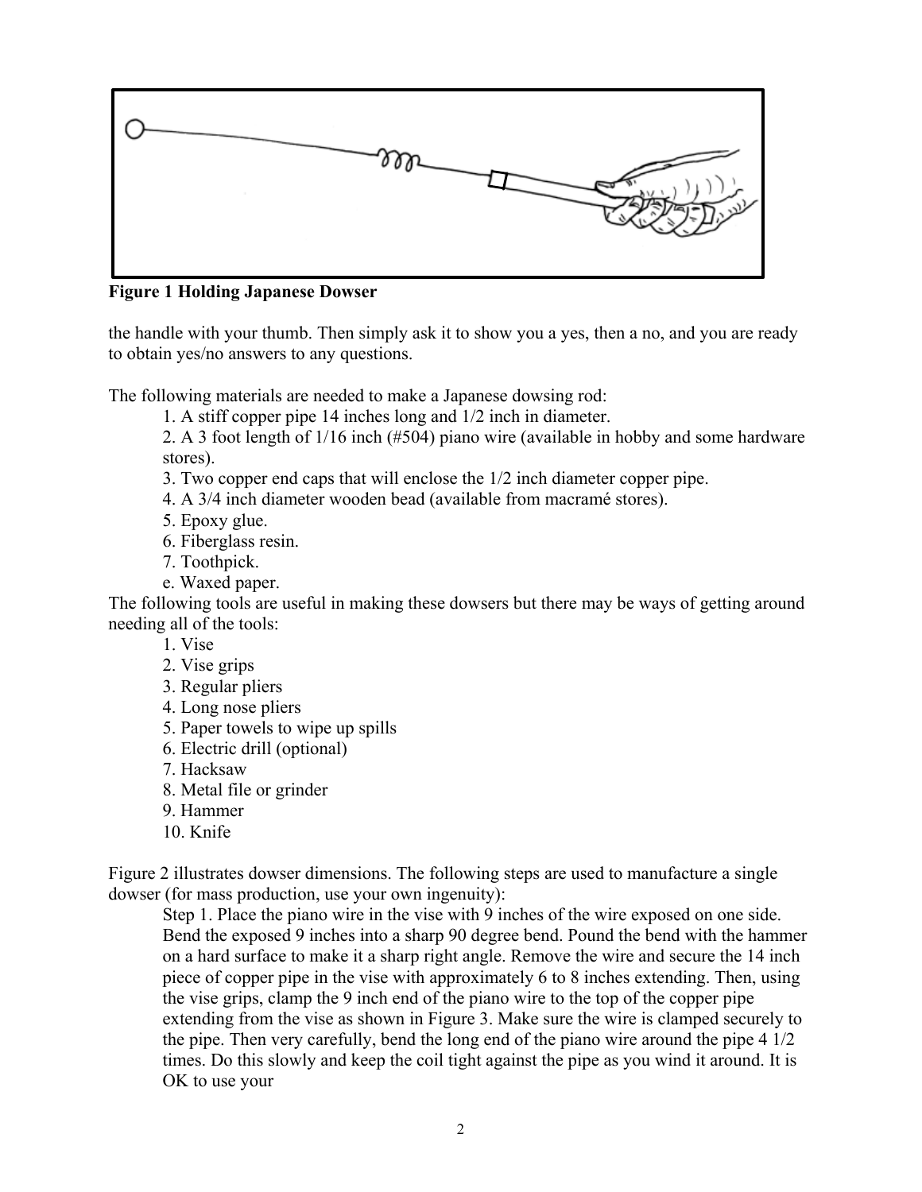**Figure 1 Holding Japanese Dowser**

the handle with your thumb. Then simply ask it to show you a yes, then a no, and you are ready to obtain yes/no answers to any questions.

The following materials are needed to make a Japanese dowsing rod:

1. A stiff copper pipe 14 inches long and 1/2 inch in diameter.
2. A 3 foot length of 1/16 inch (#504) piano wire (available in hobby and some hardware stores).
3. Two copper end caps that will enclose the 1/2 inch diameter copper pipe.
4. A 3/4 inch diameter wooden bead (available from macramé stores).
5. Epoxy glue.
6. Fiberglass resin.
7. Toothpick.

e. Waxed paper.

The following tools are useful in making these dowsers but there may be ways of getting around needing all of the tools:

1. Vise
2. Vise grips
3. Regular pliers
4. Long nose pliers
5. Paper towels to wipe up spills
6. Electric drill (optional)
7. Hacksaw
8. Metal file or grinder
9. Hammer
10. Knife

Figure 2 illustrates dowser dimensions. The following steps are used to manufacture a single dowser (for mass production, use your own ingenuity):

Step 1. Place the piano wire in the vise with 9 inches of the wire exposed on one side. Bend the exposed 9 inches into a sharp 90 degree bend. Pound the bend with the hammer on a hard surface to make it a sharp right angle. Remove the wire and secure the 14 inch piece of copper pipe in the vise with approximately 6 to 8 inches extending. Then, using the vise grips, clamp the 9 inch end of the piano wire to the top of the copper pipe extending from the vise as shown in Figure 3. Make sure the wire is clamped securely to the pipe. Then very carefully, bend the long end of the piano wire around the pipe 4 1/2 times. Do this slowly and keep the coil tight against the pipe as you wind it around. It is OK to use your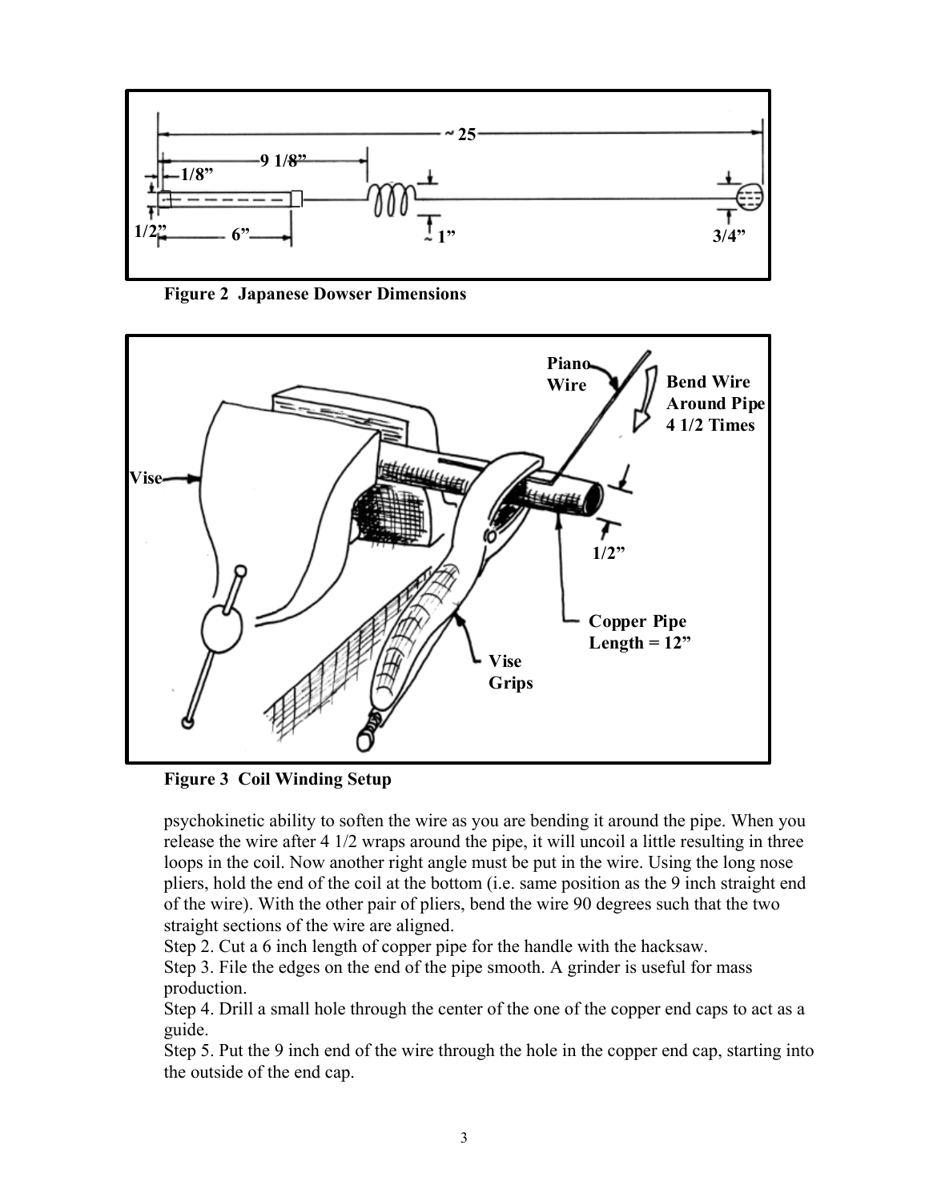Figure 2 Japanese Dowser Dimensions

Figure 3 Coil Winding Setup

psychokinetic ability to soften the wire as you are bending it around the pipe. When you release the wire after 4 1/2 wraps around the pipe, it will uncoil a little resulting in three loops in the coil. Now another right angle must be put in the wire. Using the long nose pliers, hold the end of the coil at the bottom (i.e. same position as the 9 inch straight end of the wire). With the other pair of pliers, bend the wire 90 degrees such that the two straight sections of the wire are aligned.

Step 2. Cut a 6 inch length of copper pipe for the handle with the hacksaw.

Step 3. File the edges on the end of the pipe smooth. A grinder is useful for mass production.

Step 4. Drill a small hole through the center of the one of the copper end caps to act as a guide.

Step 5. Put the 9 inch end of the wire through the hole in the copper end cap, starting into the outside of the end cap.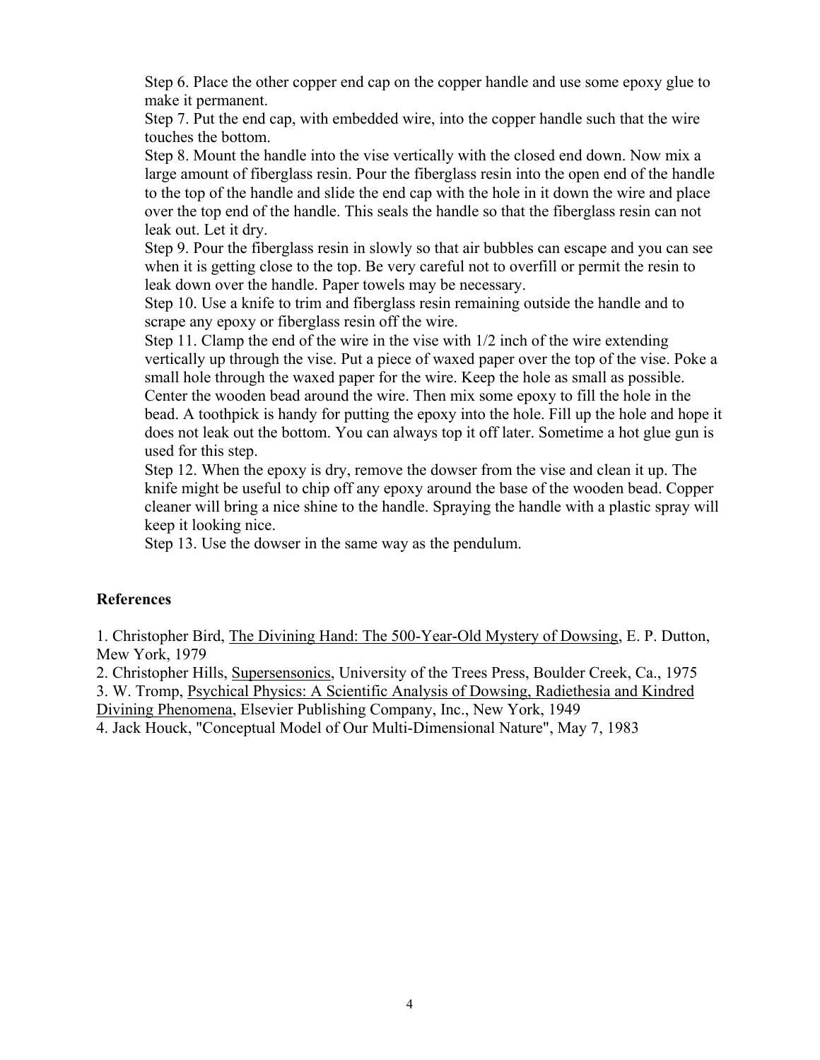Step 6. Place the other copper end cap on the copper handle and use some epoxy glue to make it permanent.
Step 7. Put the end cap, with embedded wire, into the copper handle such that the wire touches the bottom.
Step 8. Mount the handle into the vise vertically with the closed end down. Now mix a large amount of fiberglass resin. Pour the fiberglass resin into the open end of the handle to the top of the handle and slide the end cap with the hole in it down the wire and place over the top end of the handle. This seals the handle so that the fiberglass resin can not leak out. Let it dry.
Step 9. Pour the fiberglass resin in slowly so that air bubbles can escape and you can see when it is getting close to the top. Be very careful not to overfill or permit the resin to leak down over the handle. Paper towels may be necessary.
Step 10. Use a knife to trim and fiberglass resin remaining outside the handle and to scrape any epoxy or fiberglass resin off the wire.
Step 11. Clamp the end of the wire in the vise with 1/2 inch of the wire extending vertically up through the vise. Put a piece of waxed paper over the top of the vise. Poke a small hole through the waxed paper for the wire. Keep the hole as small as possible. Center the wooden bead around the wire. Then mix some epoxy to fill the hole in the bead. A toothpick is handy for putting the epoxy into the hole. Fill up the hole and hope it does not leak out the bottom. You can always top it off later. Sometime a hot glue gun is used for this step.
Step 12. When the epoxy is dry, remove the dowser from the vise and clean it up. The knife might be useful to chip off any epoxy around the base of the wooden bead. Copper cleaner will bring a nice shine to the handle. Spraying the handle with a plastic spray will keep it looking nice.
Step 13. Use the dowser in the same way as the pendulum.

## References

1. Christopher Bird, The Divining Hand: The 500-Year-Old Mystery of Dowsing, E. P. Dutton, Mew York, 1979
2. Christopher Hills, Supersensonics, University of the Trees Press, Boulder Creek, Ca., 1975
3. W. Tromp, Psychical Physics: A Scientific Analysis of Dowsing, Radiethesia and Kindred Divining Phenomena, Elsevier Publishing Company, Inc., New York, 1949
4. Jack Houck, "Conceptual Model of Our Multi-Dimensional Nature", May 7, 1983